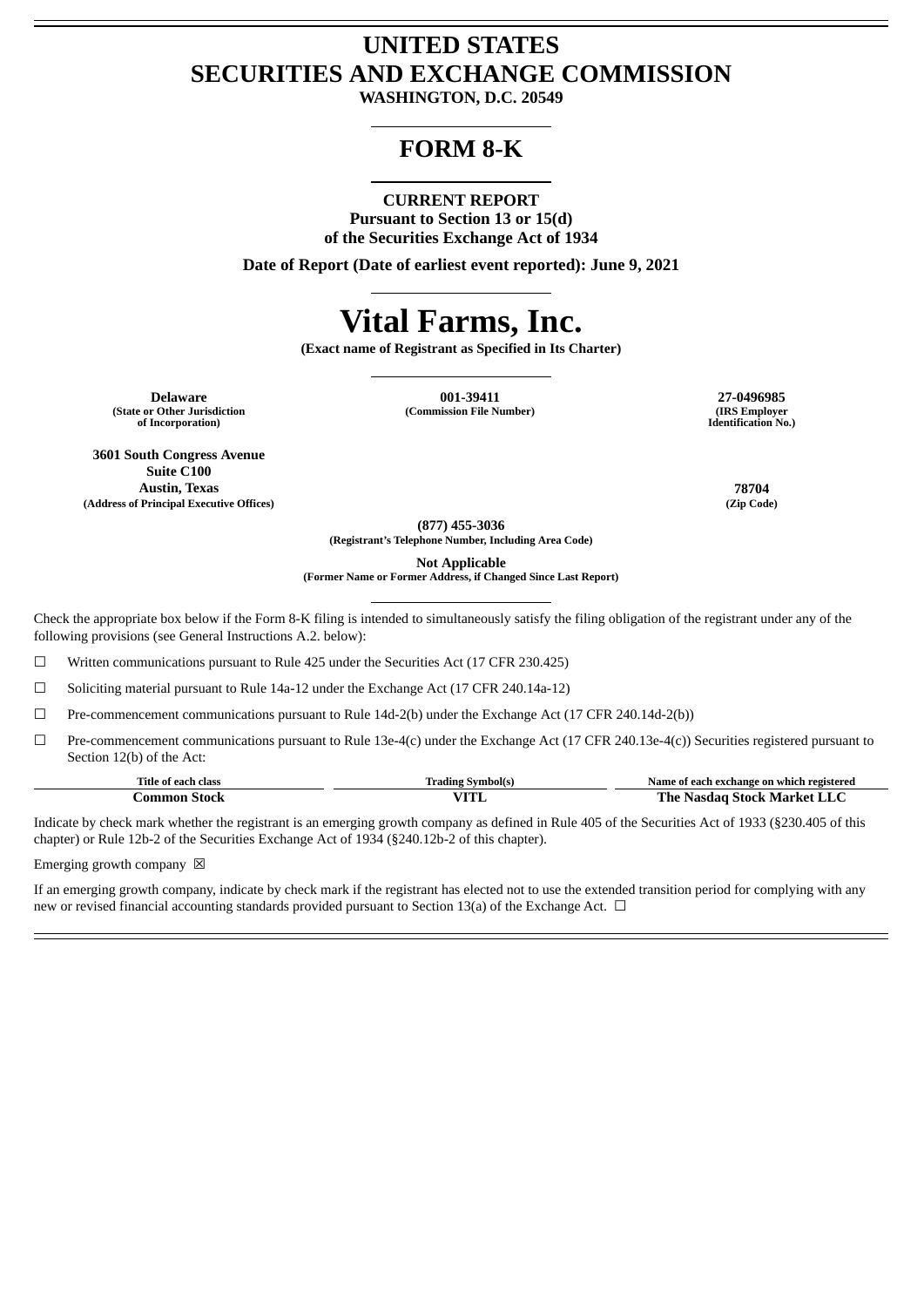# UNITED STATES
# SECURITIES AND EXCHANGE COMMISSION

**WASHINGTON, D.C. 20549**

## FORM 8-K

**CURRENT REPORT**
**Pursuant to Section 13 or 15(d)**
**of the Securities Exchange Act of 1934**

**Date of Report (Date of earliest event reported): June 9, 2021**

# Vital Farms, Inc.

**(Exact name of Registrant as Specified in Its Charter)**

| **Delaware** | **001-39411** | **27-0496985** |
|---|---|---|
| **(State or Other Jurisdiction of Incorporation)** | **(Commission File Number)** | **(IRS Employer Identification No.)** |

| **3601 South Congress Avenue Suite C100 Austin, Texas** | **78704** |
|---|---|
| **(Address of Principal Executive Offices)** | **(Zip Code)** |

**(877) 455-3036**
**(Registrant's Telephone Number, Including Area Code)**

**Not Applicable**
**(Former Name or Former Address, if Changed Since Last Report)**

Check the appropriate box below if the Form 8-K filing is intended to simultaneously satisfy the filing obligation of the registrant under any of the following provisions (see General Instructions A.2. below):

☐ Written communications pursuant to Rule 425 under the Securities Act (17 CFR 230.425)

☐ Soliciting material pursuant to Rule 14a-12 under the Exchange Act (17 CFR 240.14a-12)

☐ Pre-commencement communications pursuant to Rule 14d-2(b) under the Exchange Act (17 CFR 240.14d-2(b))

☐ Pre-commencement communications pursuant to Rule 13e-4(c) under the Exchange Act (17 CFR 240.13e-4(c)) Securities registered pursuant to Section 12(b) of the Act:

| Title of each class | Trading Symbol(s) | Name of each exchange on which registered |
|---|---|---|
| **Common Stock** | **VITL** | **The Nasdaq Stock Market LLC** |

Indicate by check mark whether the registrant is an emerging growth company as defined in Rule 405 of the Securities Act of 1933 (§230.405 of this chapter) or Rule 12b-2 of the Securities Exchange Act of 1934 (§240.12b-2 of this chapter).

Emerging growth company ☒

If an emerging growth company, indicate by check mark if the registrant has elected not to use the extended transition period for complying with any new or revised financial accounting standards provided pursuant to Section 13(a) of the Exchange Act. ☐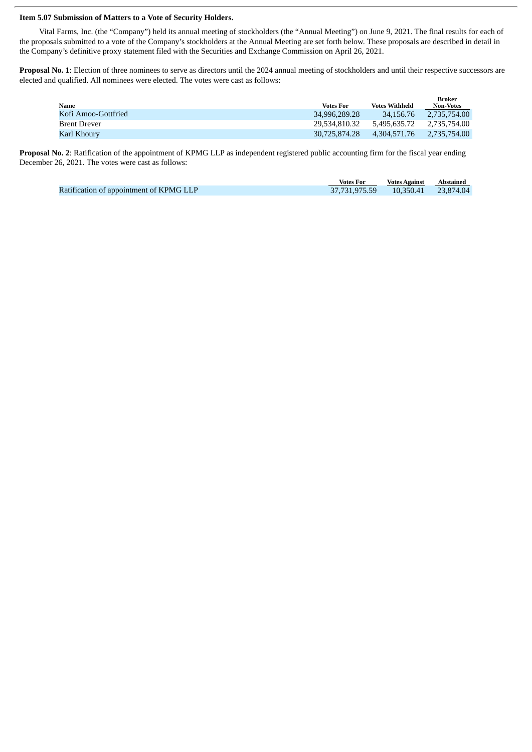**Item 5.07 Submission of Matters to a Vote of Security Holders.**

Vital Farms, Inc. (the "Company") held its annual meeting of stockholders (the "Annual Meeting") on June 9, 2021. The final results for each of the proposals submitted to a vote of the Company's stockholders at the Annual Meeting are set forth below. These proposals are described in detail in the Company's definitive proxy statement filed with the Securities and Exchange Commission on April 26, 2021.

**Proposal No. 1**: Election of three nominees to serve as directors until the 2024 annual meeting of stockholders and until their respective successors are elected and qualified. All nominees were elected. The votes were cast as follows:

| Name | Votes For | Votes Withheld | Broker Non-Votes |
|---|---|---|---|
| Kofi Amoo-Gottfried | 34,996,289.28 | 34,156.76 | 2,735,754.00 |
| Brent Drever | 29,534,810.32 | 5,495,635.72 | 2,735,754.00 |
| Karl Khoury | 30,725,874.28 | 4,304,571.76 | 2,735,754.00 |

**Proposal No. 2**: Ratification of the appointment of KPMG LLP as independent registered public accounting firm for the fiscal year ending December 26, 2021. The votes were cast as follows:

| | Votes For | Votes Against | Abstained |
|---|---|---|---|
| Ratification of appointment of KPMG LLP | 37,731,975.59 | 10,350.41 | 23,874.04 |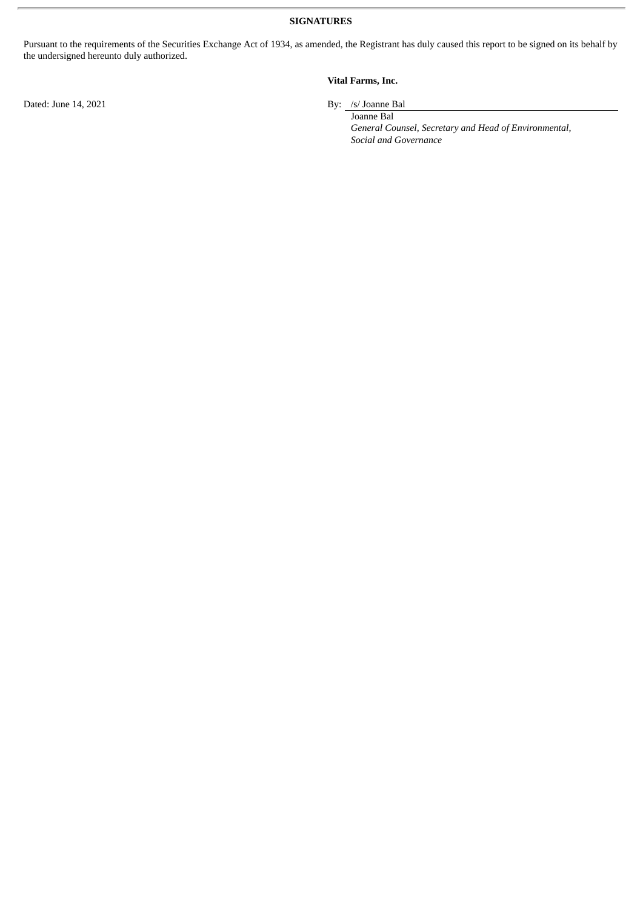**SIGNATURES**

Pursuant to the requirements of the Securities Exchange Act of 1934, as amended, the Registrant has duly caused this report to be signed on its behalf by the undersigned hereunto duly authorized.

**Vital Farms, Inc.**

Dated: June 14, 2021

By: /s/ Joanne Bal
Joanne Bal
*General Counsel, Secretary and Head of Environmental, Social and Governance*